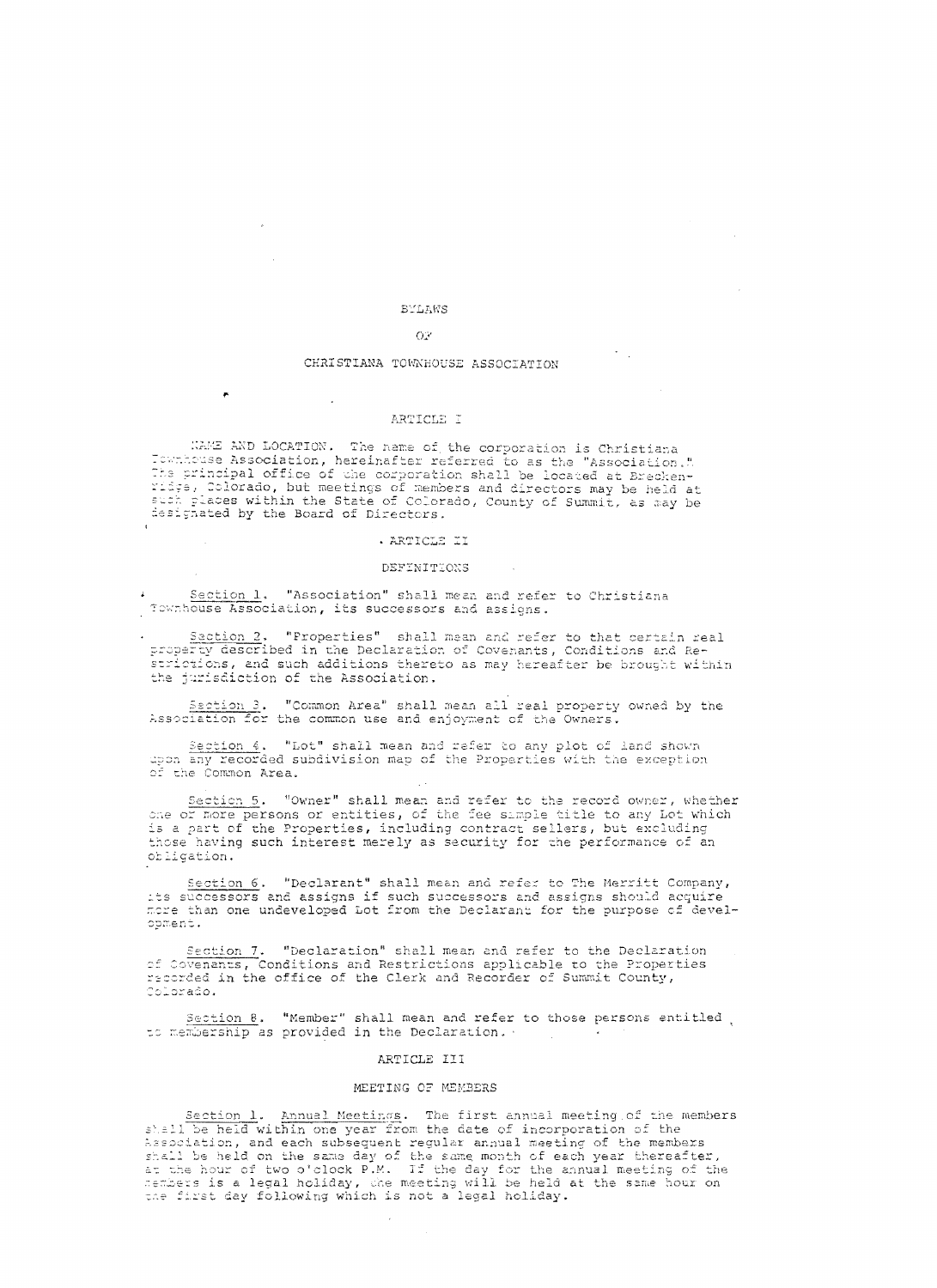# BYLAWS

# OF

# CHRISTIANA TOWNHOUSE ASSOCIATION

## ARTICLE I

NAME AND LOCATION. The name of the corporation is Christiana Townhouse Association, hereinafter referred to as the "Association." The principal office of the corporation shall be located at Breckenridge, Colorado, but meetings of members and directors may be held at such places within the State of Colorado, County of Summit, as may be designated by the Board of Directors.

## ARTICLE II

### DEFINITIONS

Section 1. "Association" shall mean and refer to Christiana Townhouse Association, its successors and assigns.

Section 2. "Properties" shall mean and refer to that certain real property described in the Declaration of Covenants, Conditions and Restrictions, and such additions thereto as may hereafter be brought within the jurisdiction of the Association.

Section 3. "Common Area" shall mean all real property owned by the Association for the common use and enjoyment of the Owners.

Section 4. "Lot" shall mean and refer to any plot of land shown upon any recorded subdivision map of the Properties with the exception of the Common Area.

Section 5. "Owner" shall mean and refer to the record owner, whether one or more persons or entities, of the fee simple title to any Lot which is a part of the Properties, including contract sellers, but excluding those having such interest merely as security for the performance of an obligation.

Section 6. "Declarant" shall mean and refer to The Merritt Company, its successors and assigns if such successors and assigns should acquire more than one undeveloped Lot from the Declarant for the purpose of development.

Section 7. "Declaration" shall mean and refer to the Declaration of Covenants, Conditions and Restrictions applicable to the Properties recorded in the office of the Clerk and Recorder of Summit County, Colorado.

Section 8. "Member" shall mean and refer to those persons entitled to membership as provided in the Declaration.

## ARTICLE III

### MEETING OF MEMBERS

Section 1. Annual Meetings. The first annual meeting of the members shall be held within one year from the date of incorporation of the Association, and each subsequent regular annual meeting of the members shall be held on the same day of the same month of each year thereafter, at the hour of two o'clock P.M. If the day for the annual meeting of the members is a legal holiday, the meeting will be held at the same hour on the first day following which is not a legal holiday.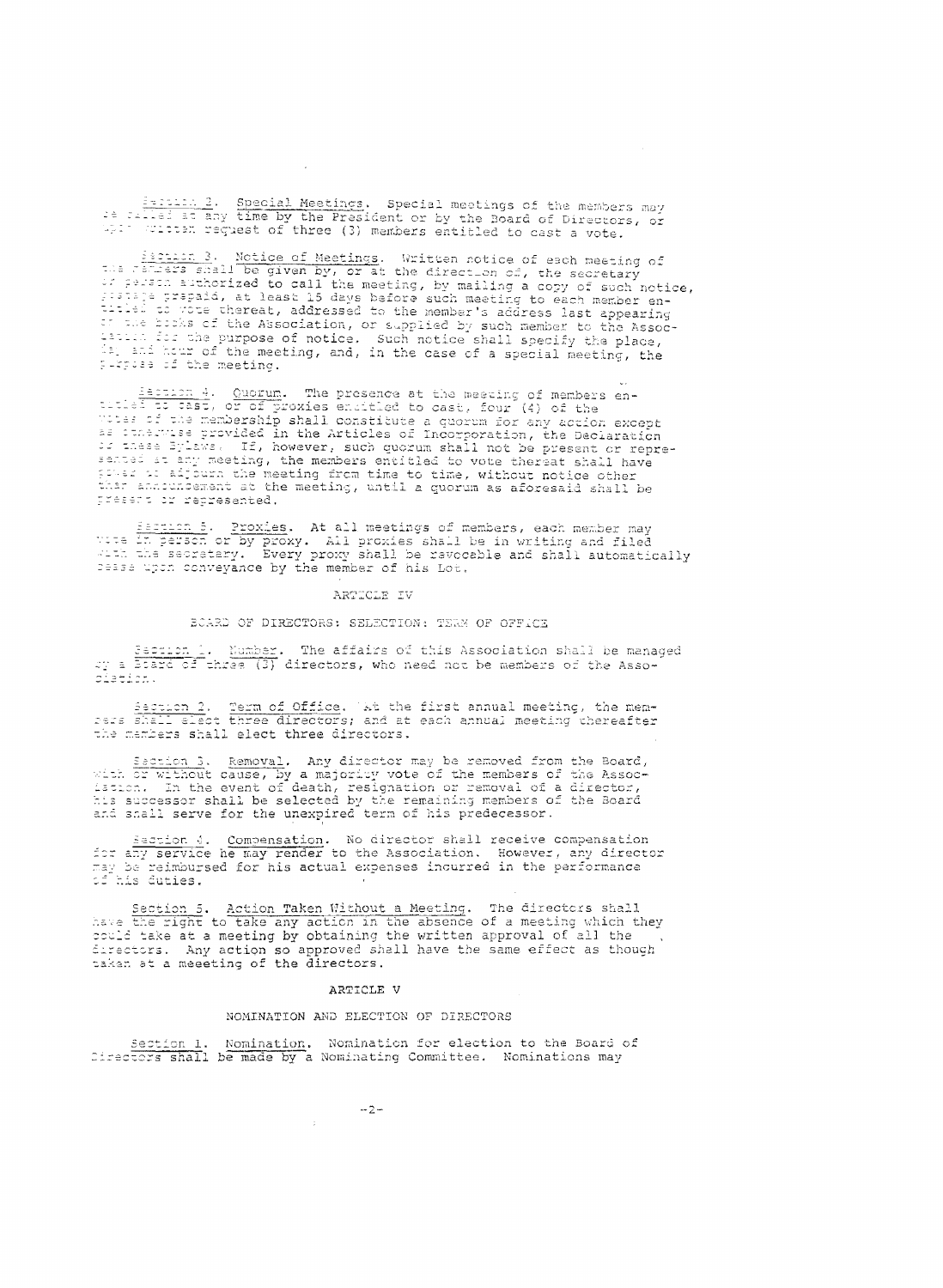Section 2. Special Meetings. Special meetings of the members may be called at any time by the President or by the Board of Directors, or upon written request of three (3) members entitled to cast a vote.

Section 3. Notice of Meetings. Written notice of each meeting of the members shall be given by, or at the direction of, the secretary or person authorized to call the meeting, by mailing a copy of such notice, postage prepaid, at least 15 days before such meeting to each member entitled to vote thereat, addressed to the member's address last appearing on the books of the Association, or supplied by such member to the Association for the purpose of notice. Such notice shall specify the place, day and hour of the meeting, and, in the case of a special meeting, the purpose of the meeting.

Section 4. Quorum. The presence at the meeting of members entitled to cast, or of proxies entitled to cast, four (4) of the votes of the membership shall constitute a quorum for any action except as otherwise provided in the Articles of Incorporation, the Declaration or these Bylaws. If, however, such quorum shall not be present or represented at any meeting, the members entitled to vote thereat shall have power to adjourn the meeting from time to time, without notice other than announcement at the meeting, until a quorum as aforesaid shall be present or represented.

Section 5. Proxies. At all meetings of members, each member may vote in person or by proxy. All proxies shall be in writing and filed with the secretary. Every proxy shall be revocable and shall automatically cease upon conveyance by the member of his Lot.

ARTICLE IV

BOARD OF DIRECTORS: SELECTION: TERM OF OFFICE

Section 1. Number. The affairs of this Association shall be managed by a Board of three (3) directors, who need not be members of the Association.

Section 2. Term of Office. At the first annual meeting, the members shall elect three directors; and at each annual meeting thereafter the members shall elect three directors.

Section 3. Removal. Any director may be removed from the Board, with or without cause, by a majority vote of the members of the Association. In the event of death, resignation or removal of a director, his successor shall be selected by the remaining members of the Board and shall serve for the unexpired term of his predecessor.

Section 4. Compensation. No director shall receive compensation for any service he may render to the Association. However, any director may be reimbursed for his actual expenses incurred in the performance of his duties.

Section 5. Action Taken Without a Meeting. The directors shall have the right to take any action in the absence of a meeting which they could take at a meeting by obtaining the written approval of all the directors. Any action so approved shall have the same effect as though taken at a meeeting of the directors.

ARTICLE V

NOMINATION AND ELECTION OF DIRECTORS

Section 1. Nomination. Nomination for election to the Board of Directors shall be made by a Nominating Committee. Nominations may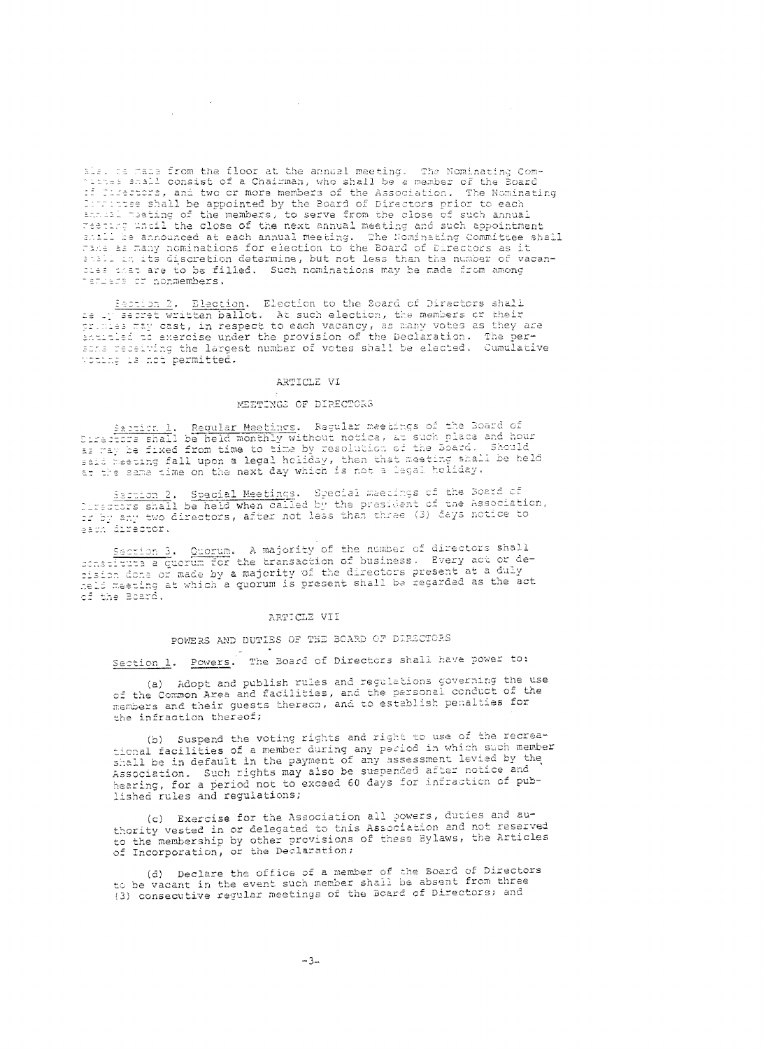als, be made from the floor at the annual meeting. The Nominating Committee shall consist of a Chairman, who shall be a member of the Board of Directors, and two or more members of the Association. The Nominating Committee shall be appointed by the Board of Directors prior to each annual meeting of the members, to serve from the close of such annual meeting until the close of the next annual meeting and such appointment shall be announced at each annual meeting. The Nominating Committee shall make as many nominations for election to the Board of Directors as it shall in its discretion determine, but not less than the number of vacancies that are to be filled. Such nominations may be made from among members or nonmembers.

Section 2. Election. Election to the Board of Directors shall be by secret written ballot. At such election, the members or their proxies may cast, in respect to each vacancy, as many votes as they are entitled to exercise under the provision of the Declaration. The persons receiving the largest number of votes shall be elected. Cumulative voting is not permitted.

## ARTICLE VI

### MEETINGS OF DIRECTORS

Section 1. Regular Meetings. Regular meetings of the Board of Directors shall be held monthly without notice, at such place and hour as may be fixed from time to time by resolution of the Board. Should said meeting fall upon a legal holiday, then that meeting shall be held at the same time on the next day which is not a legal holiday.

Section 2. Special Meetings. Special meetings of the Board of Directors shall be held when called by the president of the Association, or by any two directors, after not less than three (3) days notice to each director.

Section 3. Quorum. A majority of the number of directors shall constitute a quorum for the transaction of business. Every act or decision done or made by a majority of the directors present at a duly held meeting at which a quorum is present shall be regarded as the act of the Board.

## ARTICLE VII

### POWERS AND DUTIES OF THE BOARD OF DIRECTORS

Section 1. Powers. The Board of Directors shall have power to:

(a) Adopt and publish rules and regulations governing the use of the Common Area and facilities, and the personal conduct of the members and their guests thereon, and to establish penalties for the infraction thereof;

(b) Suspend the voting rights and right to use of the recreational facilities of a member during any period in which such member shall be in default in the payment of any assessment levied by the Association. Such rights may also be suspended after notice and hearing, for a period not to exceed 60 days for infraction of published rules and regulations;

(c) Exercise for the Association all powers, duties and authority vested in or delegated to this Association and not reserved to the membership by other provisions of these Bylaws, the Articles of Incorporation, or the Declaration;

(d) Declare the office of a member of the Board of Directors to be vacant in the event such member shall be absent from three (3) consecutive regular meetings of the Board of Directors; and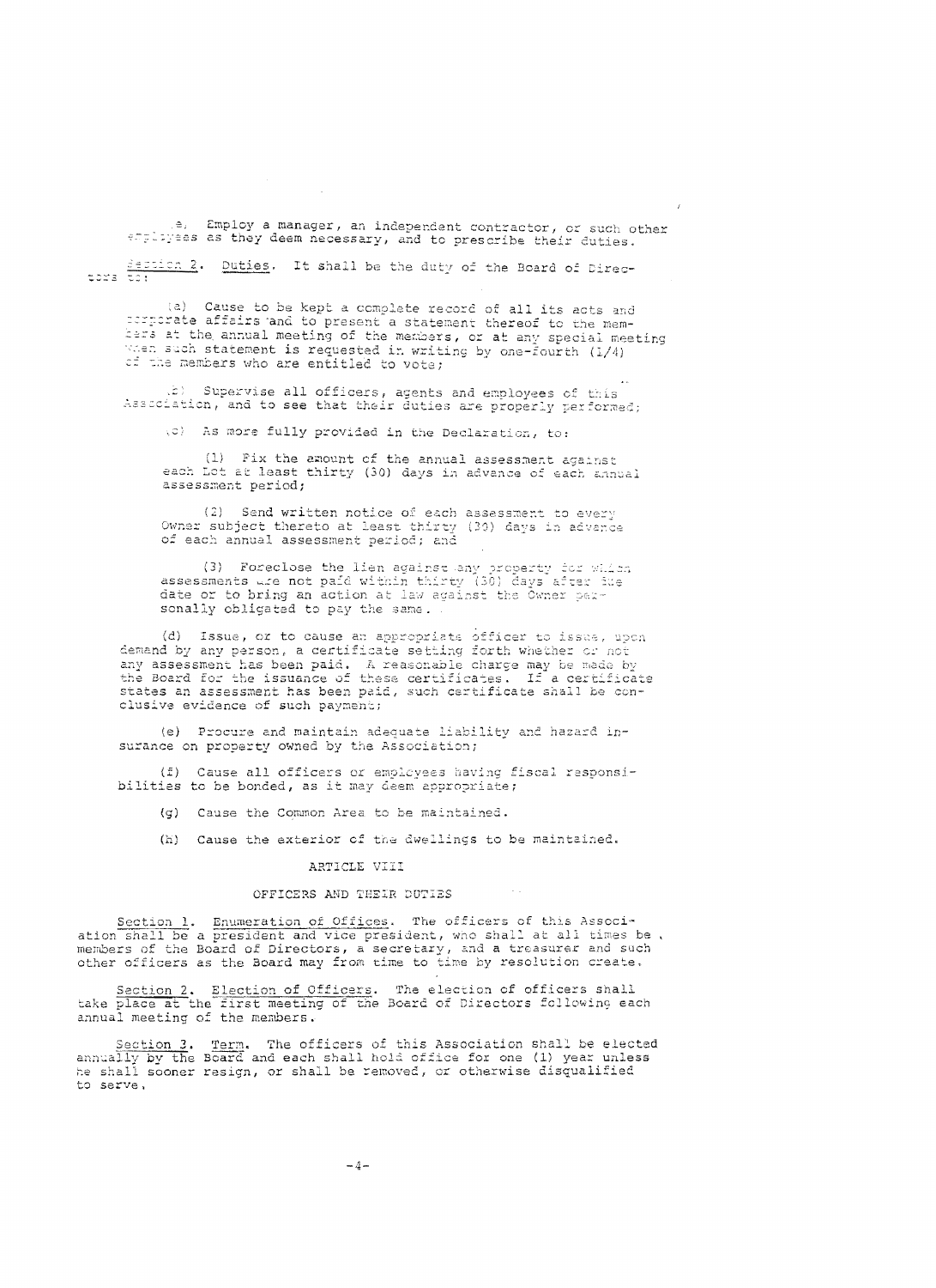(e) Employ a manager, an independent contractor, or such other employees as they deem necessary, and to prescribe their duties.

Section 2. Duties. It shall be the duty of the Board of Directors to:

(a) Cause to be kept a complete record of all its acts and corporate affairs and to present a statement thereof to the members at the annual meeting of the members, or at any special meeting when such statement is requested in writing by one-fourth (1/4) of the members who are entitled to vote;

(b) Supervise all officers, agents and employees of this Association, and to see that their duties are properly performed;

(c) As more fully provided in the Declaration, to:

(1) Fix the amount of the annual assessment against each Lot at least thirty (30) days in advance of each annual assessment period;

(2) Send written notice of each assessment to every Owner subject thereto at least thirty (30) days in advance of each annual assessment period; and

(3) Foreclose the lien against any property for which assessments are not paid within thirty (30) days after the date or to bring an action at law against the Owner personally obligated to pay the same.

(d) Issue, or to cause an appropriate officer to issue, upon demand by any person, a certificate setting forth whether or not any assessment has been paid. A reasonable charge may be made by the Board for the issuance of these certificates. If a certificate states an assessment has been paid, such certificate shall be conclusive evidence of such payment;

(e) Procure and maintain adequate liability and hazard insurance on property owned by the Association;

(f) Cause all officers or employees having fiscal responsibilities to be bonded, as it may deem appropriate;

(g) Cause the Common Area to be maintained.

(h) Cause the exterior of the dwellings to be maintained.

## ARTICLE VIII

## OFFICERS AND THEIR DUTIES

Section 1. Enumeration of Offices. The officers of this Association shall be a president and vice president, who shall at all times be members of the Board of Directors, a secretary, and a treasurer and such other officers as the Board may from time to time by resolution create.

Section 2. Election of Officers. The election of officers shall take place at the first meeting of the Board of Directors following each annual meeting of the members.

Section 3. Term. The officers of this Association shall be elected annually by the Board and each shall hold office for one (1) year unless he shall sooner resign, or shall be removed, or otherwise disqualified to serve.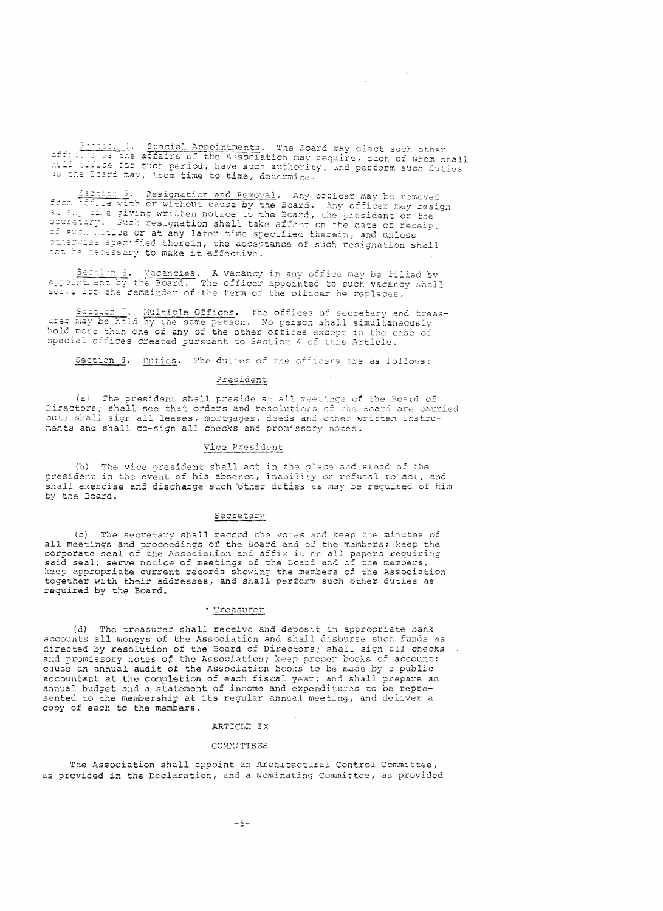Section 4. Special Appointments. The Board may elect such other officers as the affairs of the Association may require, each of whom shall hold office for such period, have such authority, and perform such duties as the Board may, from time to time, determine.

Section 5. Resignation and Removal. Any officer may be removed from office with or without cause by the Board. Any officer may resign at any time giving written notice to the Board, the president or the secretary. Such resignation shall take effect on the date of receipt of such notice or at any later time specified therein, and unless otherwise specified therein, the acceptance of such resignation shall not be necessary to make it effective.

Section 6. Vacancies. A vacancy in any office may be filled by appointment by the Board. The officer appointed to such vacancy shall serve for the remainder of the term of the officer he replaces.

Section 7. Multiple Offices. The offices of secretary and treasurer may be held by the same person. No person shall simultaneously hold more than one of any of the other offices except in the case of special offices created pursuant to Section 4 of this Article.

Section 8. Duties. The duties of the officers are as follows:

President

(a) The president shall preside at all meetings of the Board of Directors; shall see that orders and resolutions of the Board are carried out; shall sign all leases, mortgages, deeds and other written instruments and shall co-sign all checks and promissory notes.

Vice President

(b) The vice president shall act in the place and stead of the president in the event of his absence, inability or refusal to act, and shall exercise and discharge such other duties as may be required of him by the Board.

Secretary

(c) The secretary shall record the votes and keep the minutes of all meetings and proceedings of the Board and of the members; keep the corporate seal of the Association and affix it on all papers requiring said seal; serve notice of meetings of the Board and of the members; keep appropriate current records showing the members of the Association together with their addresses, and shall perform such other duties as required by the Board.

Treasurer

(d) The treasurer shall receive and deposit in appropriate bank accounts all moneys of the Association and shall disburse such funds as directed by resolution of the Board of Directors; shall sign all checks and promissory notes of the Association; keep proper books of account; cause an annual audit of the Association books to be made by a public accountant at the completion of each fiscal year; and shall prepare an annual budget and a statement of income and expenditures to be represented to the membership at its regular annual meeting, and deliver a copy of each to the members.

ARTICLE IX

COMMITTEES

The Association shall appoint an Architectural Control Committee, as provided in the Declaration, and a Nominating Committee, as provided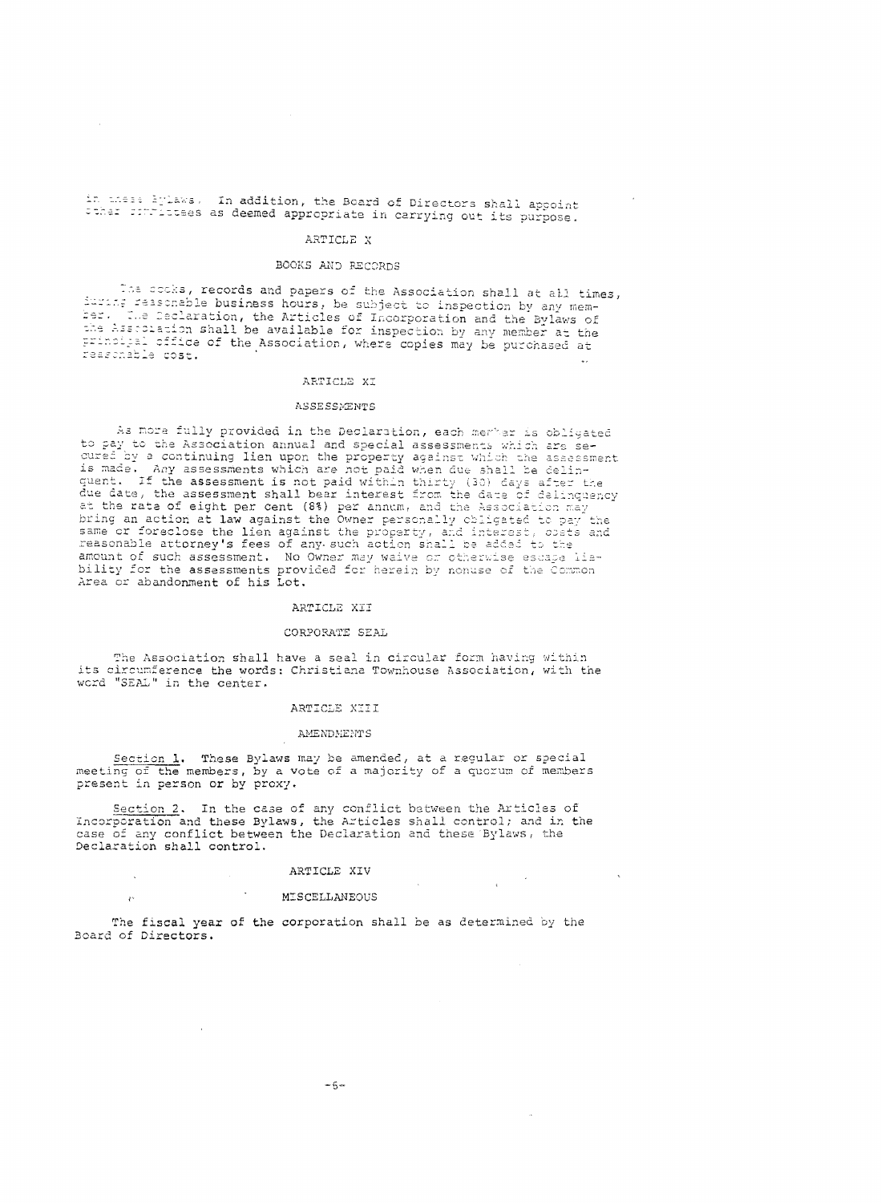in these Bylaws. In addition, the Board of Directors shall appoint other committees as deemed appropriate in carrying out its purpose.

## ARTICLE X

## BOOKS AND RECORDS

The books, records and papers of the Association shall at all times, during reasonable business hours, be subject to inspection by any member. The Declaration, the Articles of Incorporation and the Bylaws of the Association shall be available for inspection by any member at the principal office of the Association, where copies may be purchased at reasonable cost.

## ARTICLE XI

## ASSESSMENTS

As more fully provided in the Declaration, each member is obligated to pay to the Association annual and special assessments which are secured by a continuing lien upon the property against which the assessment is made. Any assessments which are not paid when due shall be delinquent. If the assessment is not paid within thirty (30) days after the due date, the assessment shall bear interest from the date of delinquency at the rate of eight per cent (8%) per annum, and the Association may bring an action at law against the Owner personally obligated to pay the same or foreclose the lien against the property, and interest, costs and reasonable attorney's fees of any such action shall be added to the amount of such assessment. No Owner may waive or otherwise escape liability for the assessments provided for herein by nonuse of the Common Area or abandonment of his Lot.

## ARTICLE XII

## CORPORATE SEAL

The Association shall have a seal in circular form having within its circumference the words: Christiana Townhouse Association, with the word "SEAL" in the center.

## ARTICLE XIII

## AMENDMENTS

Section 1. These Bylaws may be amended, at a regular or special meeting of the members, by a vote of a majority of a quorum of members present in person or by proxy.

Section 2. In the case of any conflict between the Articles of Incorporation and these Bylaws, the Articles shall control; and in the case of any conflict between the Declaration and these Bylaws, the Declaration shall control.

## ARTICLE XIV

## MISCELLANEOUS

The fiscal year of the corporation shall be as determined by the Board of Directors.